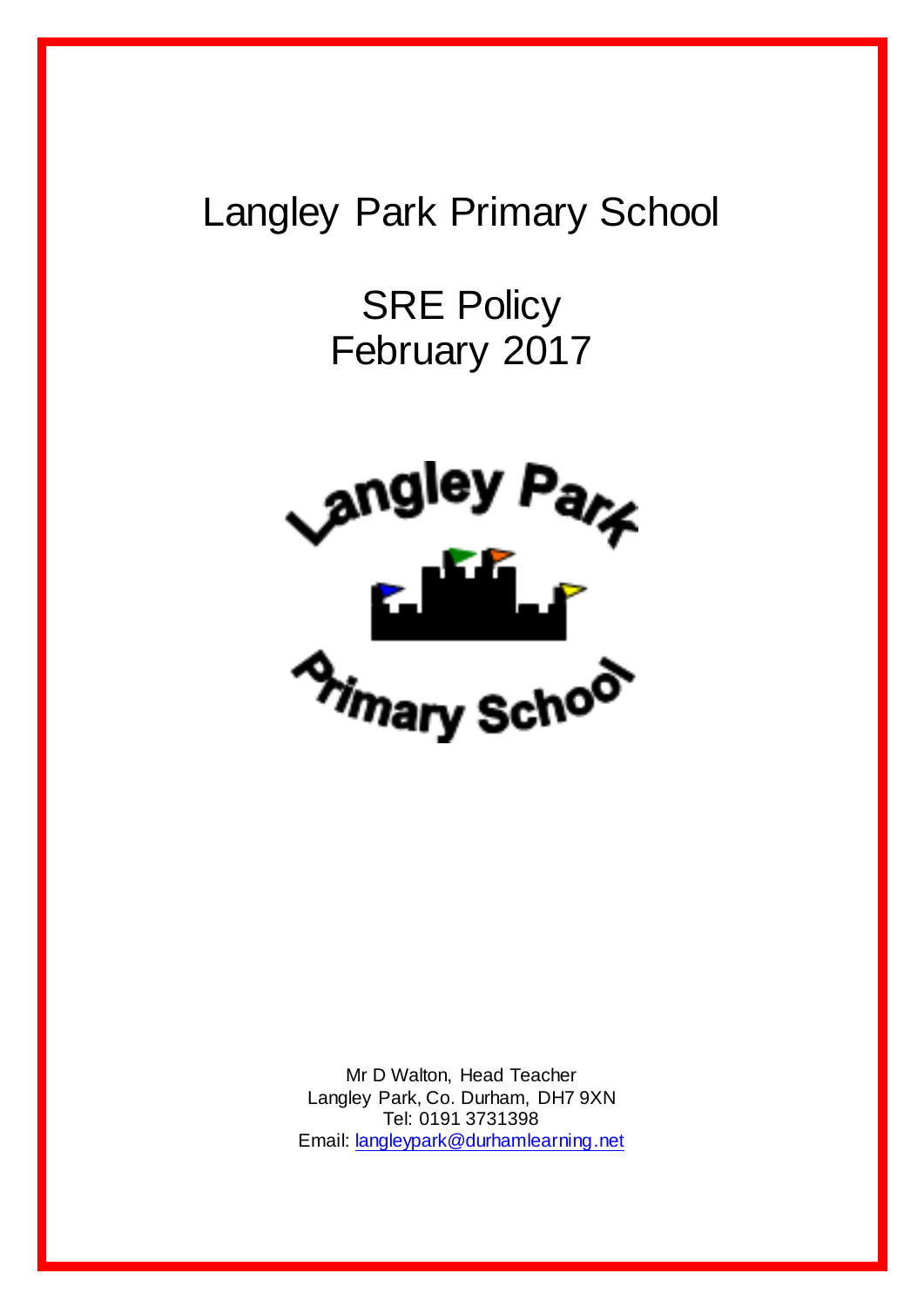# Langley Park Primary School

## SRE Policy
## February 2017

Mr D Walton, Head Teacher
Langley Park, Co. Durham, DH7 9XN
Tel: 0191 3731398
Email: langleypark@durhamlearning.net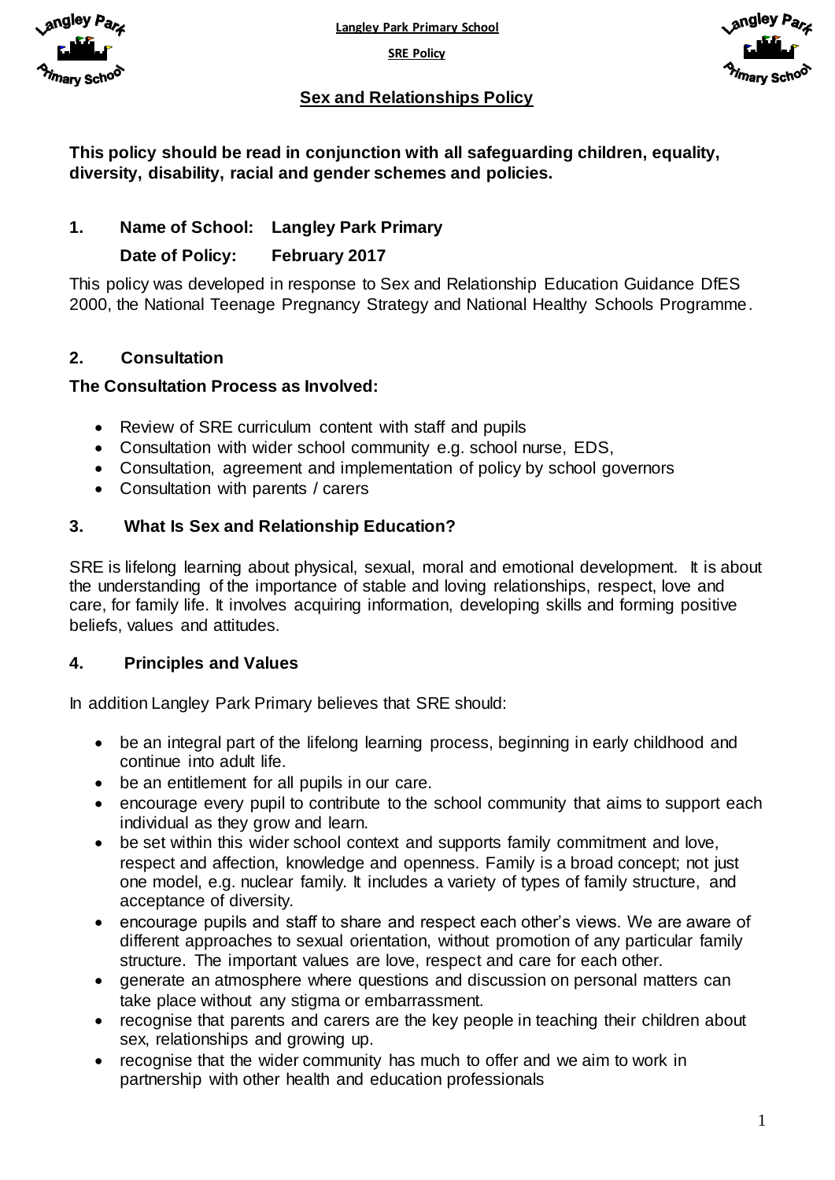## Sex and Relationships Policy

**This policy should be read in conjunction with all safeguarding children, equality, diversity, disability, racial and gender schemes and policies.**

### 1. Name of School: Langley Park Primary

**Date of Policy: February 2017**

This policy was developed in response to Sex and Relationship Education Guidance DfES 2000, the National Teenage Pregnancy Strategy and National Healthy Schools Programme.

### 2. Consultation

**The Consultation Process as Involved:**

- Review of SRE curriculum content with staff and pupils
- Consultation with wider school community e.g. school nurse, EDS,
- Consultation, agreement and implementation of policy by school governors
- Consultation with parents / carers

### 3. What Is Sex and Relationship Education?

SRE is lifelong learning about physical, sexual, moral and emotional development. It is about the understanding of the importance of stable and loving relationships, respect, love and care, for family life. It involves acquiring information, developing skills and forming positive beliefs, values and attitudes.

### 4. Principles and Values

In addition Langley Park Primary believes that SRE should:

- be an integral part of the lifelong learning process, beginning in early childhood and continue into adult life.
- be an entitlement for all pupils in our care.
- encourage every pupil to contribute to the school community that aims to support each individual as they grow and learn.
- be set within this wider school context and supports family commitment and love, respect and affection, knowledge and openness. Family is a broad concept; not just one model, e.g. nuclear family. It includes a variety of types of family structure, and acceptance of diversity.
- encourage pupils and staff to share and respect each other's views. We are aware of different approaches to sexual orientation, without promotion of any particular family structure. The important values are love, respect and care for each other.
- generate an atmosphere where questions and discussion on personal matters can take place without any stigma or embarrassment.
- recognise that parents and carers are the key people in teaching their children about sex, relationships and growing up.
- recognise that the wider community has much to offer and we aim to work in partnership with other health and education professionals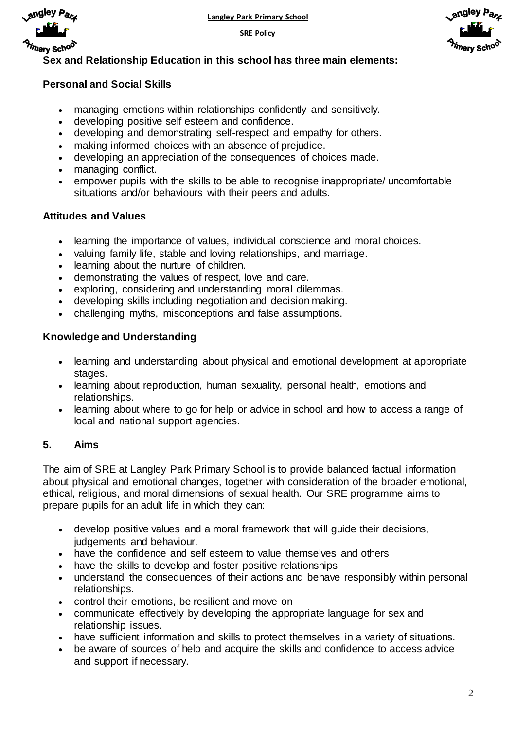**Sex and Relationship Education in this school has three main elements:**

**Personal and Social Skills**

- managing emotions within relationships confidently and sensitively.
- developing positive self esteem and confidence.
- developing and demonstrating self-respect and empathy for others.
- making informed choices with an absence of prejudice.
- developing an appreciation of the consequences of choices made.
- managing conflict.
- empower pupils with the skills to be able to recognise inappropriate/ uncomfortable situations and/or behaviours with their peers and adults.

**Attitudes and Values**

- learning the importance of values, individual conscience and moral choices.
- valuing family life, stable and loving relationships, and marriage.
- learning about the nurture of children.
- demonstrating the values of respect, love and care.
- exploring, considering and understanding moral dilemmas.
- developing skills including negotiation and decision making.
- challenging myths, misconceptions and false assumptions.

**Knowledge and Understanding**

- learning and understanding about physical and emotional development at appropriate stages.
- learning about reproduction, human sexuality, personal health, emotions and relationships.
- learning about where to go for help or advice in school and how to access a range of local and national support agencies.

## 5. Aims

The aim of SRE at Langley Park Primary School is to provide balanced factual information about physical and emotional changes, together with consideration of the broader emotional, ethical, religious, and moral dimensions of sexual health. Our SRE programme aims to prepare pupils for an adult life in which they can:

- develop positive values and a moral framework that will guide their decisions, judgements and behaviour.
- have the confidence and self esteem to value themselves and others
- have the skills to develop and foster positive relationships
- understand the consequences of their actions and behave responsibly within personal relationships.
- control their emotions, be resilient and move on
- communicate effectively by developing the appropriate language for sex and relationship issues.
- have sufficient information and skills to protect themselves in a variety of situations.
- be aware of sources of help and acquire the skills and confidence to access advice and support if necessary.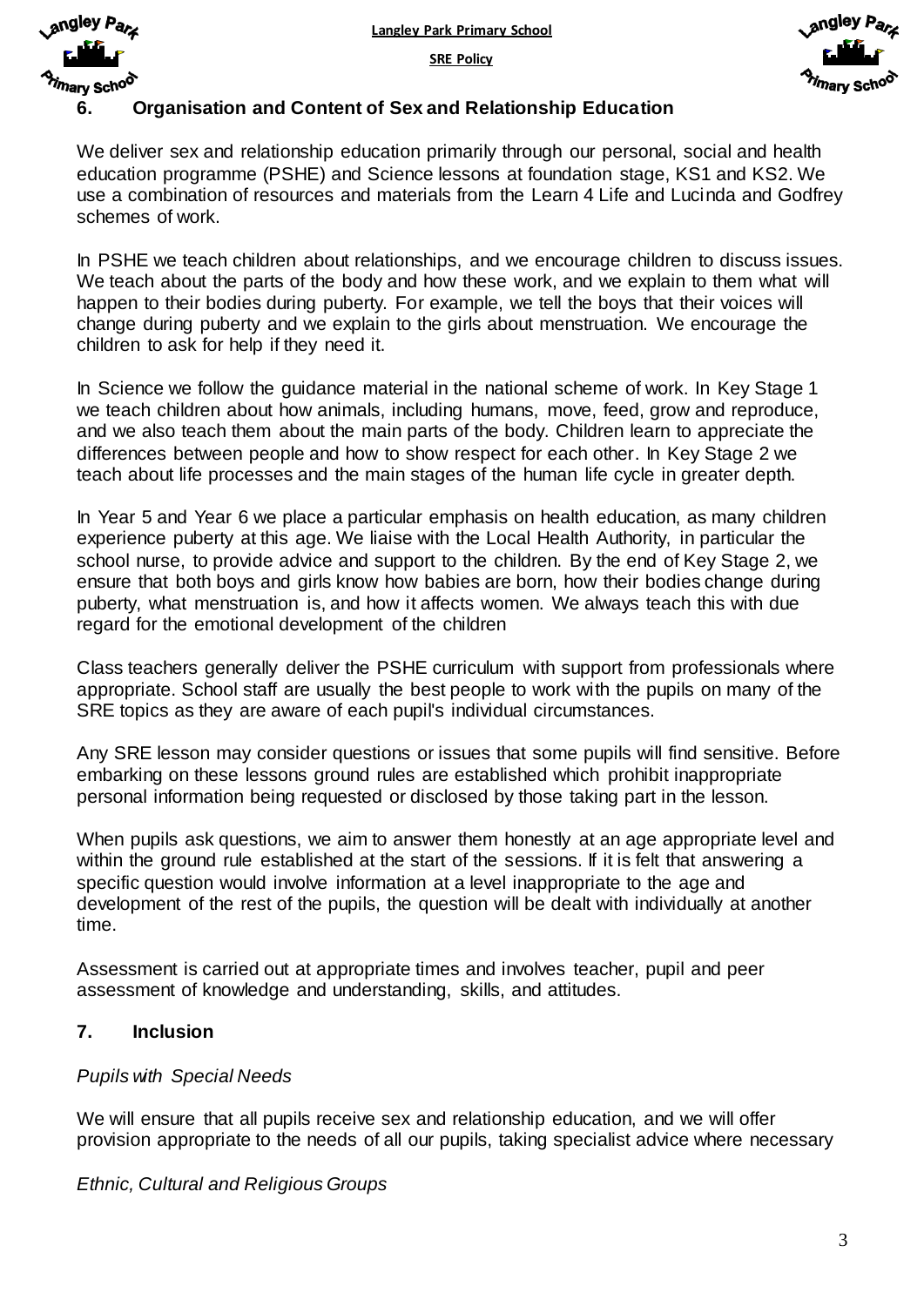## 6. Organisation and Content of Sex and Relationship Education

We deliver sex and relationship education primarily through our personal, social and health education programme (PSHE) and Science lessons at foundation stage, KS1 and KS2. We use a combination of resources and materials from the Learn 4 Life and Lucinda and Godfrey schemes of work.

In PSHE we teach children about relationships, and we encourage children to discuss issues. We teach about the parts of the body and how these work, and we explain to them what will happen to their bodies during puberty. For example, we tell the boys that their voices will change during puberty and we explain to the girls about menstruation. We encourage the children to ask for help if they need it.

In Science we follow the guidance material in the national scheme of work. In Key Stage 1 we teach children about how animals, including humans, move, feed, grow and reproduce, and we also teach them about the main parts of the body. Children learn to appreciate the differences between people and how to show respect for each other. In Key Stage 2 we teach about life processes and the main stages of the human life cycle in greater depth.

In Year 5 and Year 6 we place a particular emphasis on health education, as many children experience puberty at this age. We liaise with the Local Health Authority, in particular the school nurse, to provide advice and support to the children. By the end of Key Stage 2, we ensure that both boys and girls know how babies are born, how their bodies change during puberty, what menstruation is, and how it affects women. We always teach this with due regard for the emotional development of the children

Class teachers generally deliver the PSHE curriculum with support from professionals where appropriate. School staff are usually the best people to work with the pupils on many of the SRE topics as they are aware of each pupil's individual circumstances.

Any SRE lesson may consider questions or issues that some pupils will find sensitive. Before embarking on these lessons ground rules are established which prohibit inappropriate personal information being requested or disclosed by those taking part in the lesson.

When pupils ask questions, we aim to answer them honestly at an age appropriate level and within the ground rule established at the start of the sessions. If it is felt that answering a specific question would involve information at a level inappropriate to the age and development of the rest of the pupils, the question will be dealt with individually at another time.

Assessment is carried out at appropriate times and involves teacher, pupil and peer assessment of knowledge and understanding, skills, and attitudes.

## 7. Inclusion

*Pupils with Special Needs*

We will ensure that all pupils receive sex and relationship education, and we will offer provision appropriate to the needs of all our pupils, taking specialist advice where necessary

*Ethnic, Cultural and Religious Groups*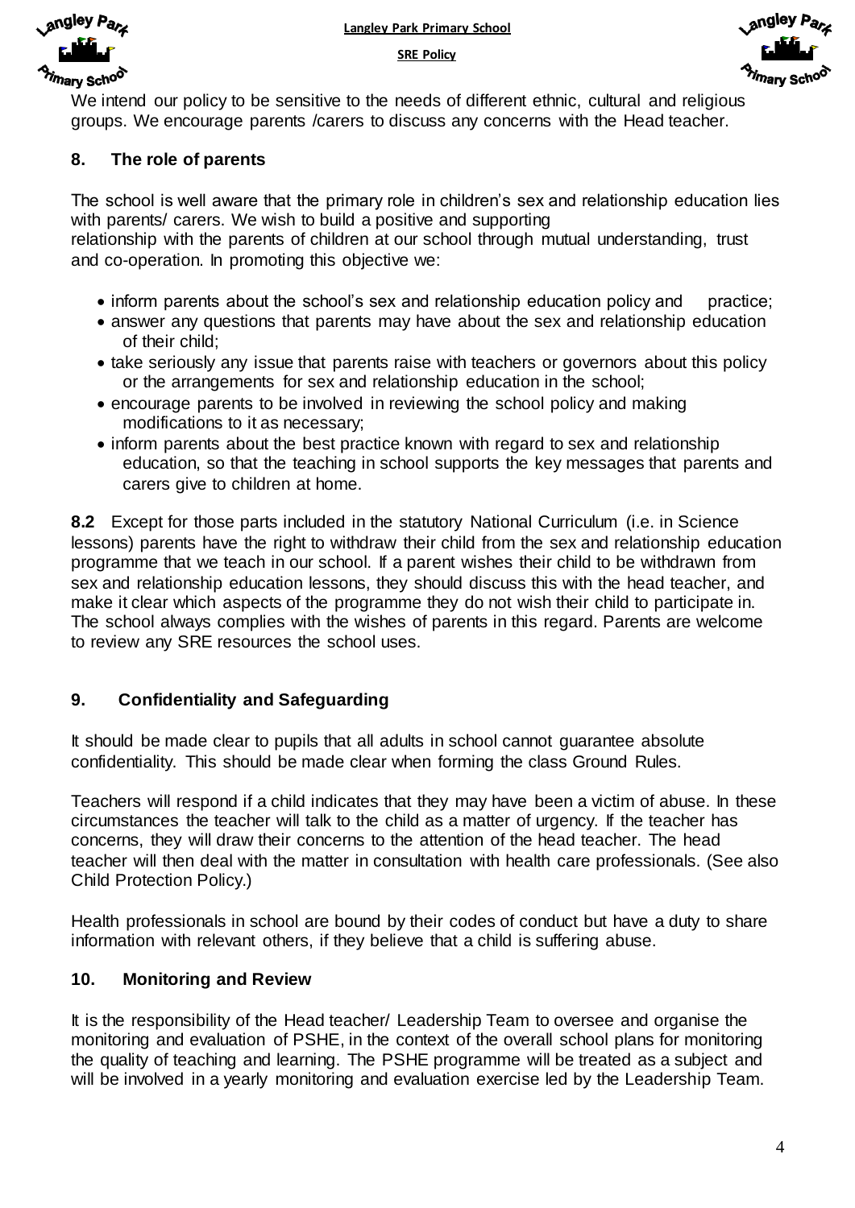We intend our policy to be sensitive to the needs of different ethnic, cultural and religious groups. We encourage parents /carers to discuss any concerns with the Head teacher.

## 8. The role of parents

The school is well aware that the primary role in children's sex and relationship education lies with parents/ carers. We wish to build a positive and supporting relationship with the parents of children at our school through mutual understanding, trust and co-operation. In promoting this objective we:

- inform parents about the school's sex and relationship education policy and practice;
- answer any questions that parents may have about the sex and relationship education of their child;
- take seriously any issue that parents raise with teachers or governors about this policy or the arrangements for sex and relationship education in the school;
- encourage parents to be involved in reviewing the school policy and making modifications to it as necessary;
- inform parents about the best practice known with regard to sex and relationship education, so that the teaching in school supports the key messages that parents and carers give to children at home.

**8.2** Except for those parts included in the statutory National Curriculum (i.e. in Science lessons) parents have the right to withdraw their child from the sex and relationship education programme that we teach in our school. If a parent wishes their child to be withdrawn from sex and relationship education lessons, they should discuss this with the head teacher, and make it clear which aspects of the programme they do not wish their child to participate in. The school always complies with the wishes of parents in this regard. Parents are welcome to review any SRE resources the school uses.

## 9. Confidentiality and Safeguarding

It should be made clear to pupils that all adults in school cannot guarantee absolute confidentiality. This should be made clear when forming the class Ground Rules.

Teachers will respond if a child indicates that they may have been a victim of abuse. In these circumstances the teacher will talk to the child as a matter of urgency. If the teacher has concerns, they will draw their concerns to the attention of the head teacher. The head teacher will then deal with the matter in consultation with health care professionals. (See also Child Protection Policy.)

Health professionals in school are bound by their codes of conduct but have a duty to share information with relevant others, if they believe that a child is suffering abuse.

## 10. Monitoring and Review

It is the responsibility of the Head teacher/ Leadership Team to oversee and organise the monitoring and evaluation of PSHE, in the context of the overall school plans for monitoring the quality of teaching and learning. The PSHE programme will be treated as a subject and will be involved in a yearly monitoring and evaluation exercise led by the Leadership Team.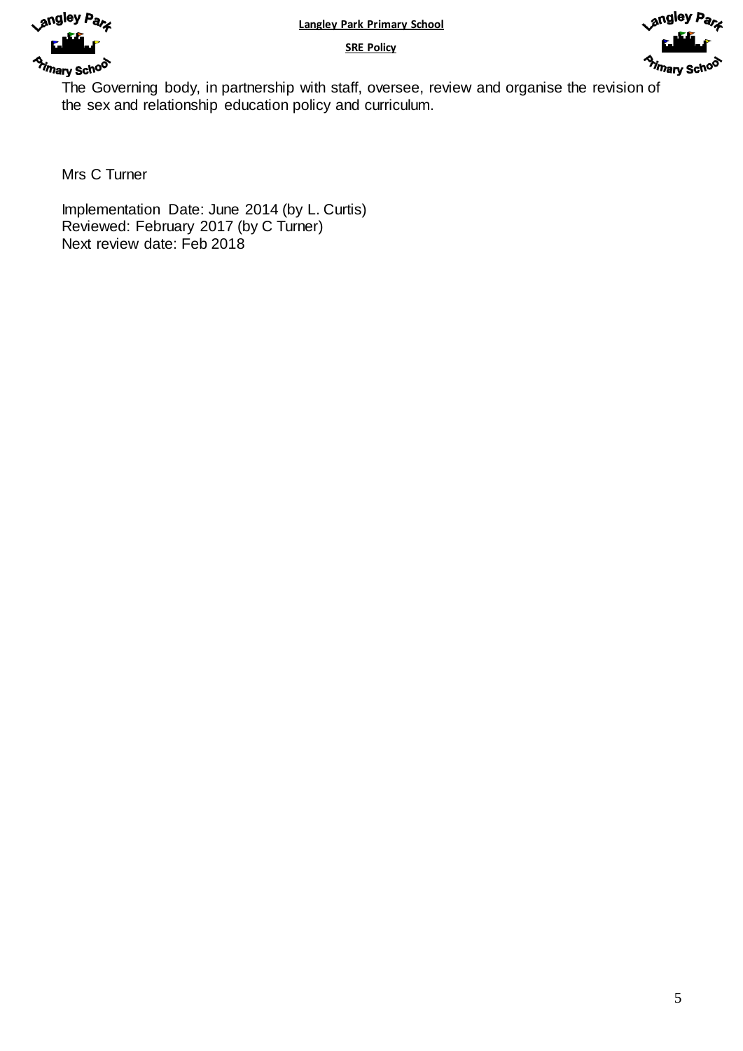The Governing body, in partnership with staff, oversee, review and organise the revision of the sex and relationship education policy and curriculum.

Mrs C Turner

Implementation Date: June 2014 (by L. Curtis)
Reviewed: February 2017 (by C Turner)
Next review date: Feb 2018